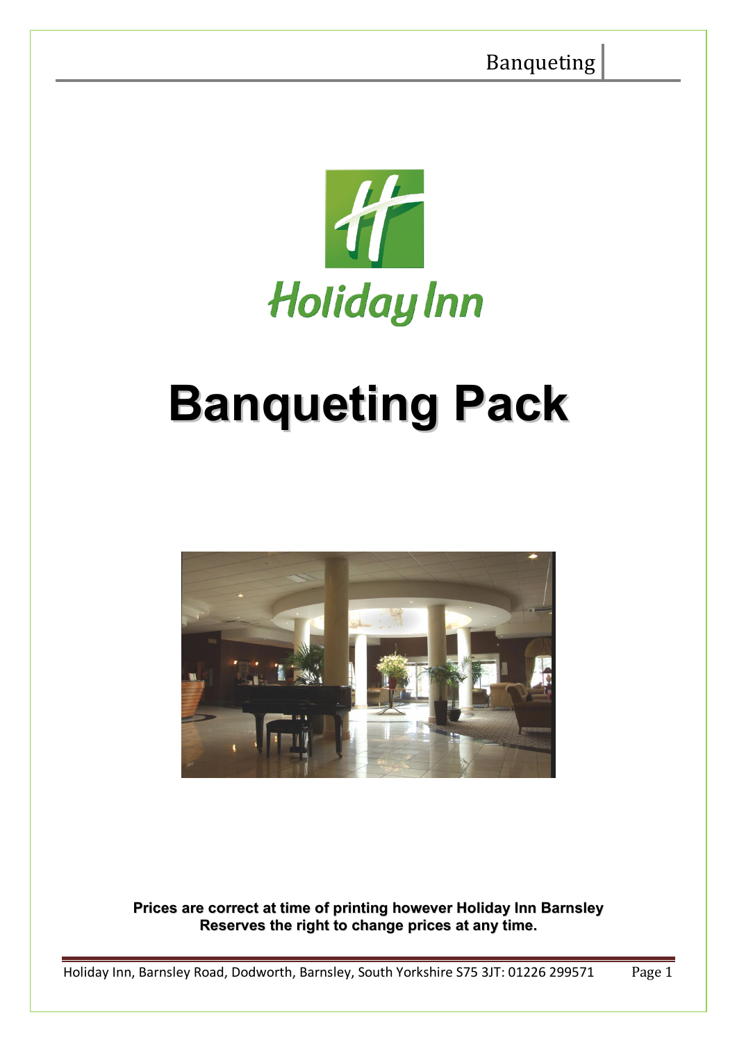# Banqueting Pack

**Prices are correct at time of printing however Holiday Inn Barnsley Reserves the right to change prices at any time.**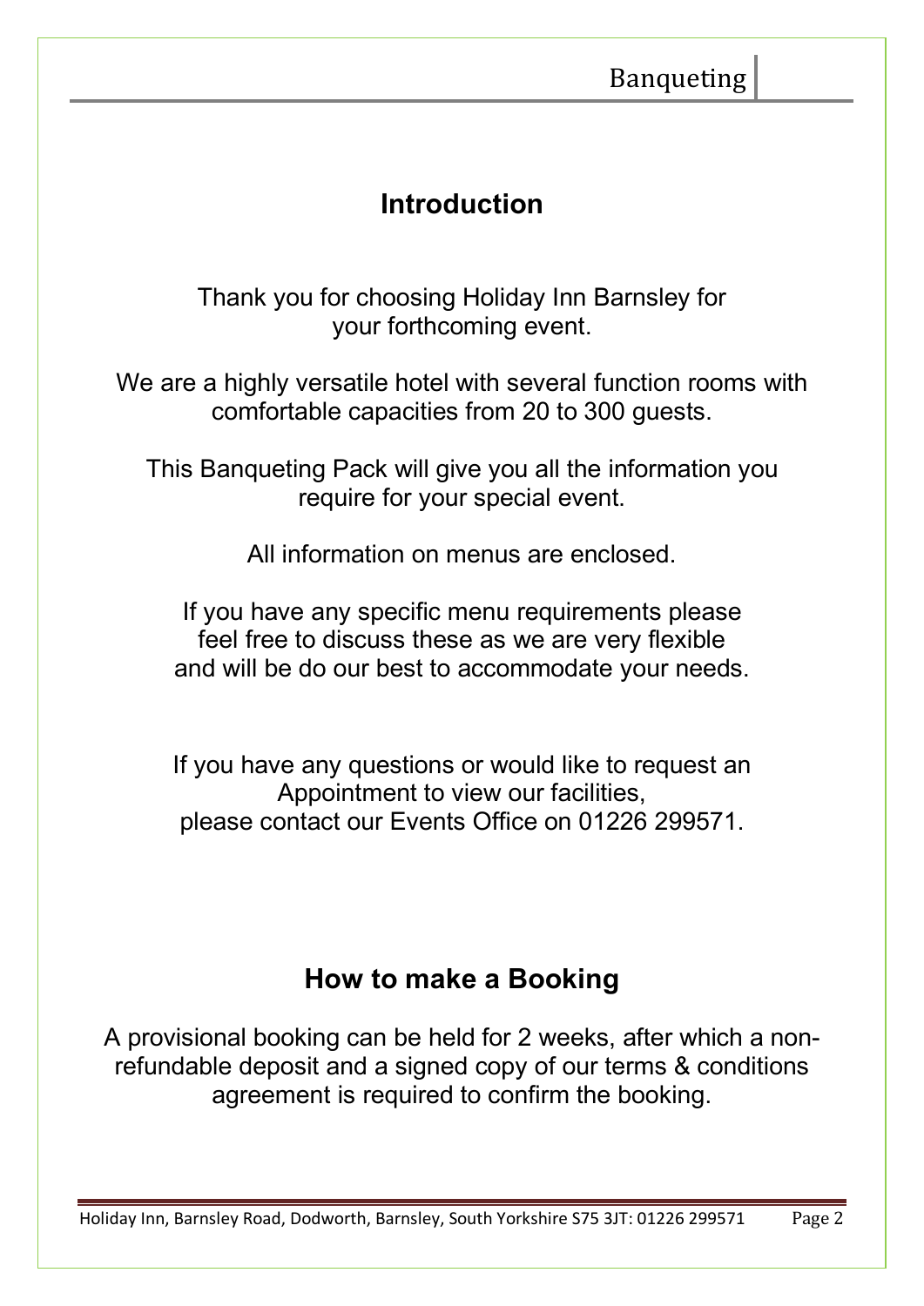## Introduction

Thank you for choosing Holiday Inn Barnsley for your forthcoming event.

We are a highly versatile hotel with several function rooms with comfortable capacities from 20 to 300 guests.

This Banqueting Pack will give you all the information you require for your special event.

All information on menus are enclosed.

If you have any specific menu requirements please feel free to discuss these as we are very flexible and will be do our best to accommodate your needs.

If you have any questions or would like to request an Appointment to view our facilities, please contact our Events Office on 01226 299571.

## How to make a Booking

A provisional booking can be held for 2 weeks, after which a non-refundable deposit and a signed copy of our terms & conditions agreement is required to confirm the booking.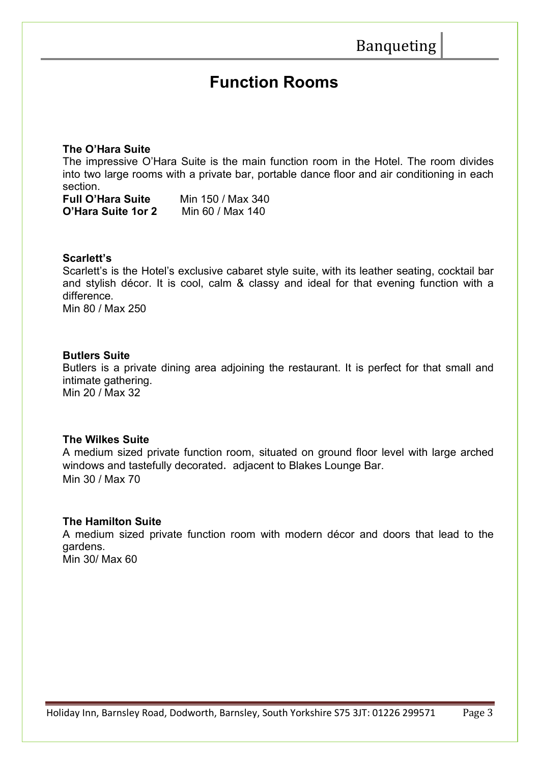# Function Rooms

**The O'Hara Suite**

The impressive O'Hara Suite is the main function room in the Hotel. The room divides into two large rooms with a private bar, portable dance floor and air conditioning in each section.

**Full O'Hara Suite** Min 150 / Max 340
**O'Hara Suite 1or 2** Min 60 / Max 140

**Scarlett's**

Scarlett's is the Hotel's exclusive cabaret style suite, with its leather seating, cocktail bar and stylish décor. It is cool, calm & classy and ideal for that evening function with a difference.
Min 80 / Max 250

**Butlers Suite**

Butlers is a private dining area adjoining the restaurant. It is perfect for that small and intimate gathering.
Min 20 / Max 32

**The Wilkes Suite**

A medium sized private function room, situated on ground floor level with large arched windows and tastefully decorated. adjacent to Blakes Lounge Bar.
Min 30 / Max 70

**The Hamilton Suite**

A medium sized private function room with modern décor and doors that lead to the gardens.
Min 30/ Max 60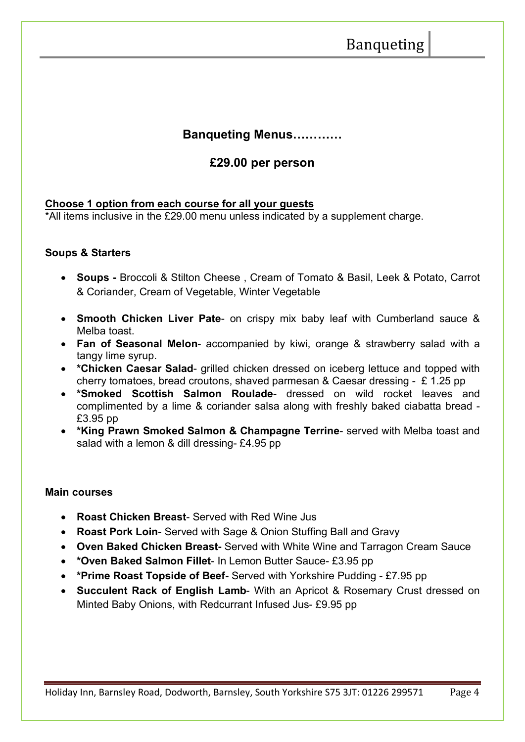## Banqueting Menus…………

## £29.00 per person

**Choose 1 option from each course for all your guests**

*All items inclusive in the £29.00 menu unless indicated by a supplement charge.

### Soups & Starters

- **Soups -** Broccoli & Stilton Cheese , Cream of Tomato & Basil, Leek & Potato, Carrot & Coriander, Cream of Vegetable, Winter Vegetable
- **Smooth Chicken Liver Pate**- on crispy mix baby leaf with Cumberland sauce & Melba toast.
- **Fan of Seasonal Melon**- accompanied by kiwi, orange & strawberry salad with a tangy lime syrup.
- ***Chicken Caesar Salad**- grilled chicken dressed on iceberg lettuce and topped with cherry tomatoes, bread croutons, shaved parmesan & Caesar dressing - £ 1.25 pp
- ***Smoked Scottish Salmon Roulade**- dressed on wild rocket leaves and complimented by a lime & coriander salsa along with freshly baked ciabatta bread - £3.95 pp
- ***King Prawn Smoked Salmon & Champagne Terrine**- served with Melba toast and salad with a lemon & dill dressing- £4.95 pp

### Main courses

- **Roast Chicken Breast**- Served with Red Wine Jus
- **Roast Pork Loin**- Served with Sage & Onion Stuffing Ball and Gravy
- **Oven Baked Chicken Breast-** Served with White Wine and Tarragon Cream Sauce
- ***Oven Baked Salmon Fillet**- In Lemon Butter Sauce- £3.95 pp
- ***Prime Roast Topside of Beef-** Served with Yorkshire Pudding - £7.95 pp
- **Succulent Rack of English Lamb**- With an Apricot & Rosemary Crust dressed on Minted Baby Onions, with Redcurrant Infused Jus- £9.95 pp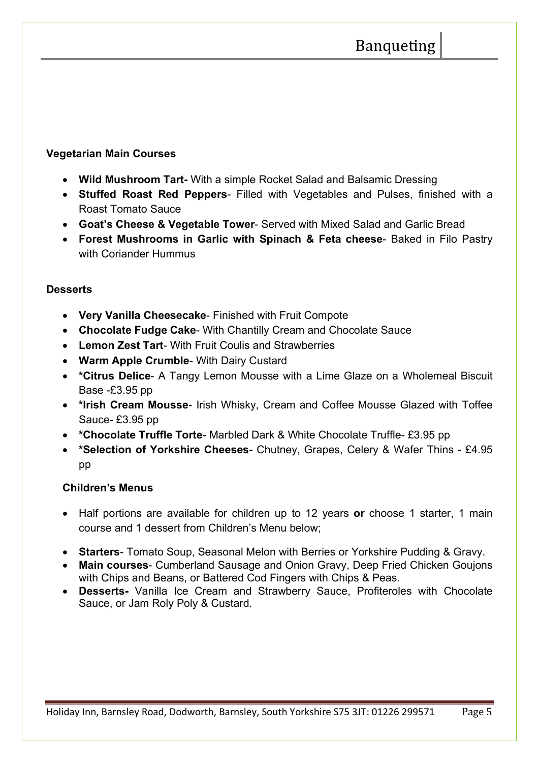### Vegetarian Main Courses

- **Wild Mushroom Tart-** With a simple Rocket Salad and Balsamic Dressing
- **Stuffed Roast Red Peppers**- Filled with Vegetables and Pulses, finished with a Roast Tomato Sauce
- **Goat's Cheese & Vegetable Tower**- Served with Mixed Salad and Garlic Bread
- **Forest Mushrooms in Garlic with Spinach & Feta cheese**- Baked in Filo Pastry with Coriander Hummus

### Desserts

- **Very Vanilla Cheesecake**- Finished with Fruit Compote
- **Chocolate Fudge Cake**- With Chantilly Cream and Chocolate Sauce
- **Lemon Zest Tart**- With Fruit Coulis and Strawberries
- **Warm Apple Crumble**- With Dairy Custard
- **\*Citrus Delice**- A Tangy Lemon Mousse with a Lime Glaze on a Wholemeal Biscuit Base -£3.95 pp
- **\*Irish Cream Mousse**- Irish Whisky, Cream and Coffee Mousse Glazed with Toffee Sauce- £3.95 pp
- **\*Chocolate Truffle Torte**- Marbled Dark & White Chocolate Truffle- £3.95 pp
- **\*Selection of Yorkshire Cheeses-** Chutney, Grapes, Celery & Wafer Thins - £4.95 pp

### Children's Menus

- Half portions are available for children up to 12 years **or** choose 1 starter, 1 main course and 1 dessert from Children's Menu below;
- **Starters**- Tomato Soup, Seasonal Melon with Berries or Yorkshire Pudding & Gravy.
- **Main courses**- Cumberland Sausage and Onion Gravy, Deep Fried Chicken Goujons with Chips and Beans, or Battered Cod Fingers with Chips & Peas.
- **Desserts-** Vanilla Ice Cream and Strawberry Sauce, Profiteroles with Chocolate Sauce, or Jam Roly Poly & Custard.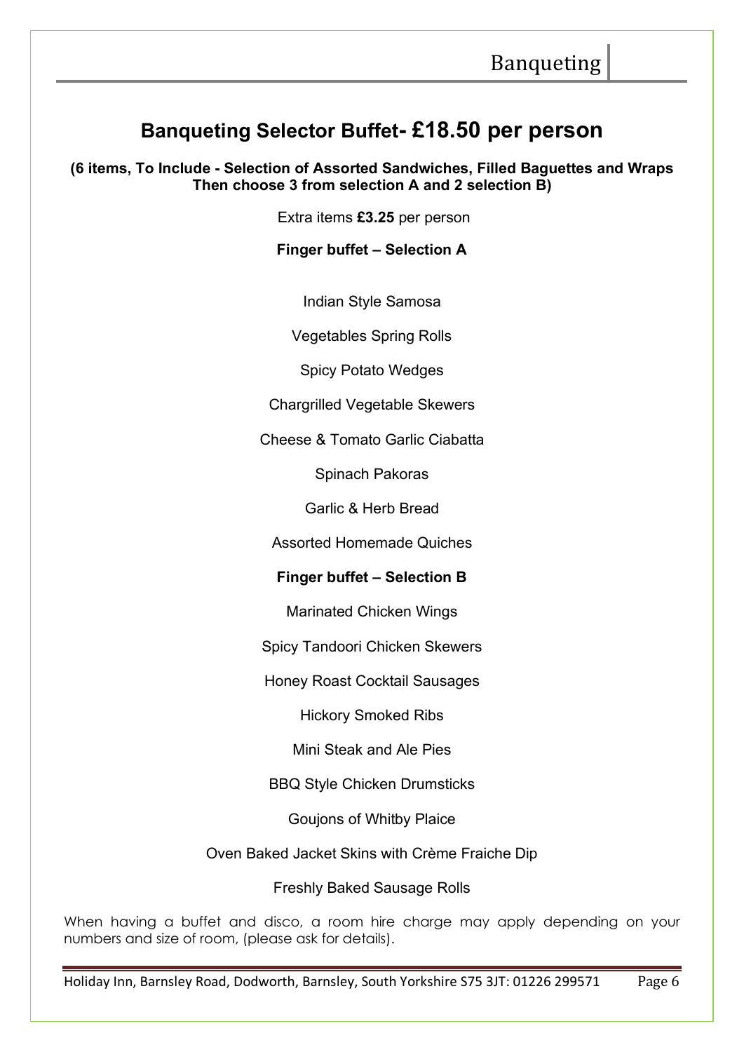## Banqueting Selector Buffet- £18.50 per person

**(6 items, To Include - Selection of Assorted Sandwiches, Filled Baguettes and Wraps Then choose 3 from selection A and 2 selection B)**

Extra items **£3.25** per person

**Finger buffet – Selection A**

Indian Style Samosa

Vegetables Spring Rolls

Spicy Potato Wedges

Chargrilled Vegetable Skewers

Cheese & Tomato Garlic Ciabatta

Spinach Pakoras

Garlic & Herb Bread

Assorted Homemade Quiches

**Finger buffet – Selection B**

Marinated Chicken Wings

Spicy Tandoori Chicken Skewers

Honey Roast Cocktail Sausages

Hickory Smoked Ribs

Mini Steak and Ale Pies

BBQ Style Chicken Drumsticks

Goujons of Whitby Plaice

Oven Baked Jacket Skins with Crème Fraiche Dip

Freshly Baked Sausage Rolls

When having a buffet and disco, a room hire charge may apply depending on your numbers and size of room, (please ask for details).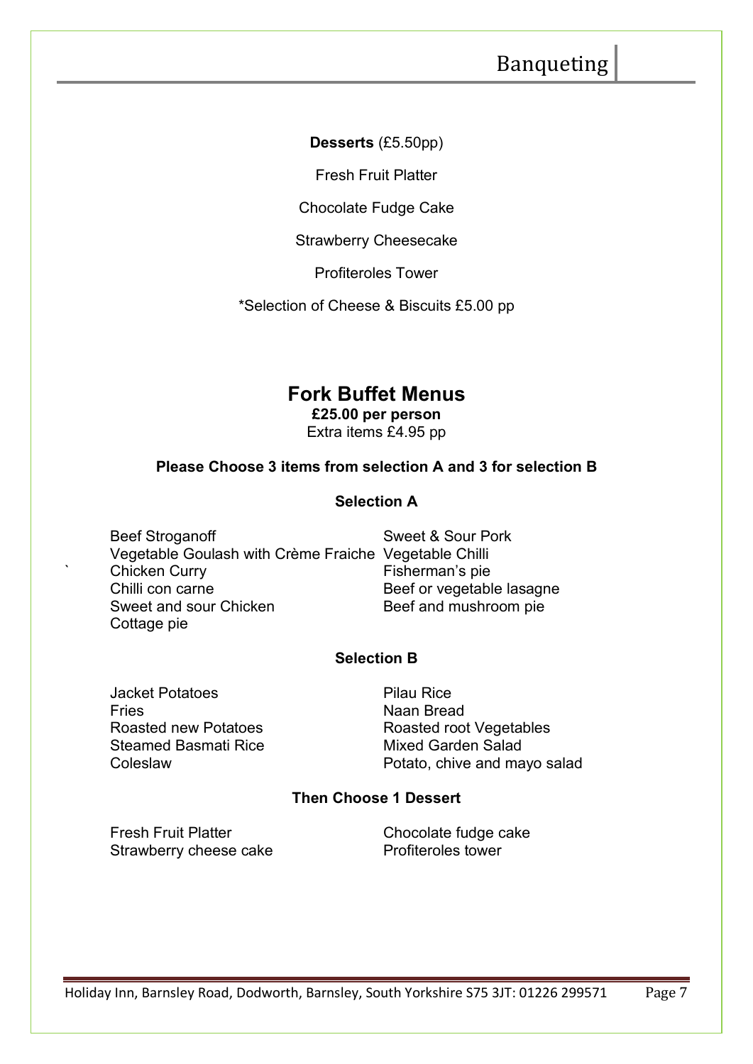**Desserts** (£5.50pp)

Fresh Fruit Platter

Chocolate Fudge Cake

Strawberry Cheesecake

Profiteroles Tower

*Selection of Cheese & Biscuits £5.00 pp

## Fork Buffet Menus

**£25.00 per person**

Extra items £4.95 pp

**Please Choose 3 items from selection A and 3 for selection B**

### Selection A

Beef Stroganoff
Vegetable Goulash with Crème Fraiche
Chicken Curry
Chilli con carne
Sweet and sour Chicken
Cottage pie
Sweet & Sour Pork
Vegetable Chilli
Fisherman's pie
Beef or vegetable lasagne
Beef and mushroom pie

### Selection B

Jacket Potatoes
Fries
Roasted new Potatoes
Steamed Basmati Rice
Coleslaw
Pilau Rice
Naan Bread
Roasted root Vegetables
Mixed Garden Salad
Potato, chive and mayo salad

### Then Choose 1 Dessert

Fresh Fruit Platter
Strawberry cheese cake
Chocolate fudge cake
Profiteroles tower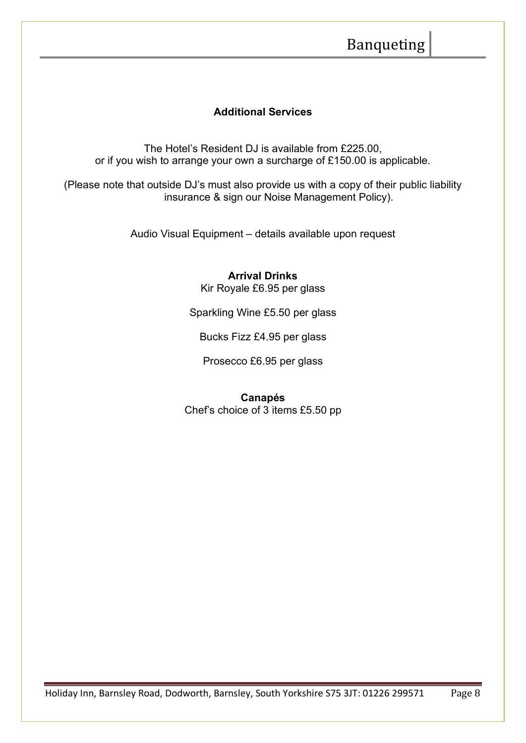## Additional Services

The Hotel's Resident DJ is available from £225.00,
or if you wish to arrange your own a surcharge of £150.00 is applicable.

(Please note that outside DJ's must also provide us with a copy of their public liability insurance & sign our Noise Management Policy).

Audio Visual Equipment – details available upon request

**Arrival Drinks**

Kir Royale £6.95 per glass

Sparkling Wine £5.50 per glass

Bucks Fizz £4.95 per glass

Prosecco £6.95 per glass

**Canapés**

Chef's choice of 3 items £5.50 pp